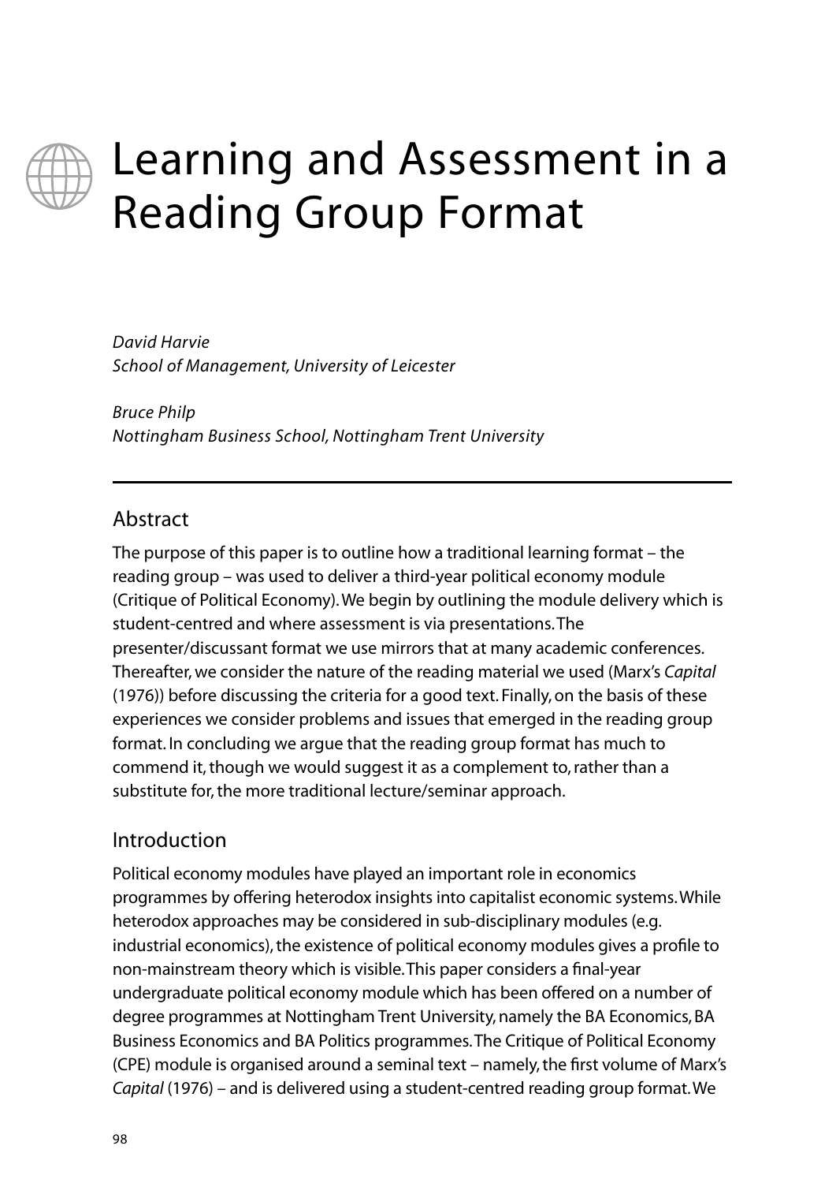# Learning and Assessment in a Reading Group Format

*David Harvie*
*School of Management, University of Leicester*

*Bruce Philp*
*Nottingham Business School, Nottingham Trent University*

## Abstract

The purpose of this paper is to outline how a traditional learning format – the reading group – was used to deliver a third-year political economy module (Critique of Political Economy). We begin by outlining the module delivery which is student-centred and where assessment is via presentations. The presenter/discussant format we use mirrors that at many academic conferences. Thereafter, we consider the nature of the reading material we used (Marx's *Capital* (1976)) before discussing the criteria for a good text. Finally, on the basis of these experiences we consider problems and issues that emerged in the reading group format. In concluding we argue that the reading group format has much to commend it, though we would suggest it as a complement to, rather than a substitute for, the more traditional lecture/seminar approach.

## Introduction

Political economy modules have played an important role in economics programmes by offering heterodox insights into capitalist economic systems. While heterodox approaches may be considered in sub-disciplinary modules (e.g. industrial economics), the existence of political economy modules gives a profile to non-mainstream theory which is visible. This paper considers a final-year undergraduate political economy module which has been offered on a number of degree programmes at Nottingham Trent University, namely the BA Economics, BA Business Economics and BA Politics programmes. The Critique of Political Economy (CPE) module is organised around a seminal text – namely, the first volume of Marx's *Capital* (1976) – and is delivered using a student-centred reading group format. We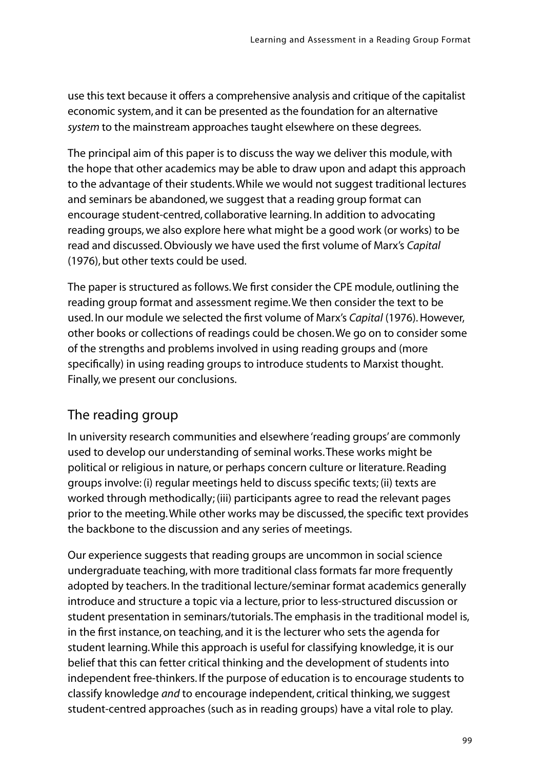use this text because it offers a comprehensive analysis and critique of the capitalist economic system, and it can be presented as the foundation for an alternative *system* to the mainstream approaches taught elsewhere on these degrees.

The principal aim of this paper is to discuss the way we deliver this module, with the hope that other academics may be able to draw upon and adapt this approach to the advantage of their students. While we would not suggest traditional lectures and seminars be abandoned, we suggest that a reading group format can encourage student-centred, collaborative learning. In addition to advocating reading groups, we also explore here what might be a good work (or works) to be read and discussed. Obviously we have used the first volume of Marx's *Capital* (1976), but other texts could be used.

The paper is structured as follows. We first consider the CPE module, outlining the reading group format and assessment regime. We then consider the text to be used. In our module we selected the first volume of Marx's *Capital* (1976). However, other books or collections of readings could be chosen. We go on to consider some of the strengths and problems involved in using reading groups and (more specifically) in using reading groups to introduce students to Marxist thought. Finally, we present our conclusions.

## The reading group

In university research communities and elsewhere 'reading groups' are commonly used to develop our understanding of seminal works. These works might be political or religious in nature, or perhaps concern culture or literature. Reading groups involve: (i) regular meetings held to discuss specific texts; (ii) texts are worked through methodically; (iii) participants agree to read the relevant pages prior to the meeting. While other works may be discussed, the specific text provides the backbone to the discussion and any series of meetings.

Our experience suggests that reading groups are uncommon in social science undergraduate teaching, with more traditional class formats far more frequently adopted by teachers. In the traditional lecture/seminar format academics generally introduce and structure a topic via a lecture, prior to less-structured discussion or student presentation in seminars/tutorials. The emphasis in the traditional model is, in the first instance, on teaching, and it is the lecturer who sets the agenda for student learning. While this approach is useful for classifying knowledge, it is our belief that this can fetter critical thinking and the development of students into independent free-thinkers. If the purpose of education is to encourage students to classify knowledge *and* to encourage independent, critical thinking, we suggest student-centred approaches (such as in reading groups) have a vital role to play.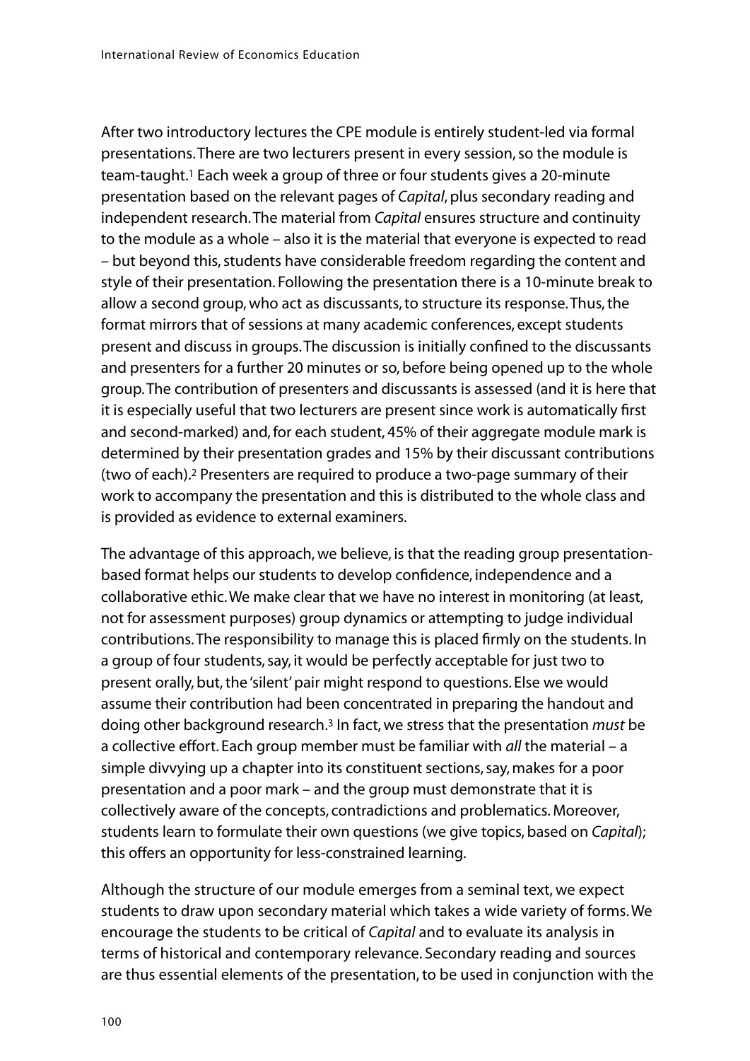After two introductory lectures the CPE module is entirely student-led via formal presentations. There are two lecturers present in every session, so the module is team-taught.[1] Each week a group of three or four students gives a 20-minute presentation based on the relevant pages of *Capital*, plus secondary reading and independent research. The material from *Capital* ensures structure and continuity to the module as a whole – also it is the material that everyone is expected to read – but beyond this, students have considerable freedom regarding the content and style of their presentation. Following the presentation there is a 10-minute break to allow a second group, who act as discussants, to structure its response. Thus, the format mirrors that of sessions at many academic conferences, except students present and discuss in groups. The discussion is initially confined to the discussants and presenters for a further 20 minutes or so, before being opened up to the whole group. The contribution of presenters and discussants is assessed (and it is here that it is especially useful that two lecturers are present since work is automatically first and second-marked) and, for each student, 45% of their aggregate module mark is determined by their presentation grades and 15% by their discussant contributions (two of each).[2] Presenters are required to produce a two-page summary of their work to accompany the presentation and this is distributed to the whole class and is provided as evidence to external examiners.

The advantage of this approach, we believe, is that the reading group presentation-based format helps our students to develop confidence, independence and a collaborative ethic. We make clear that we have no interest in monitoring (at least, not for assessment purposes) group dynamics or attempting to judge individual contributions. The responsibility to manage this is placed firmly on the students. In a group of four students, say, it would be perfectly acceptable for just two to present orally, but, the 'silent' pair might respond to questions. Else we would assume their contribution had been concentrated in preparing the handout and doing other background research.[3] In fact, we stress that the presentation *must* be a collective effort. Each group member must be familiar with *all* the material – a simple divvying up a chapter into its constituent sections, say, makes for a poor presentation and a poor mark – and the group must demonstrate that it is collectively aware of the concepts, contradictions and problematics. Moreover, students learn to formulate their own questions (we give topics, based on *Capital*); this offers an opportunity for less-constrained learning.

Although the structure of our module emerges from a seminal text, we expect students to draw upon secondary material which takes a wide variety of forms. We encourage the students to be critical of *Capital* and to evaluate its analysis in terms of historical and contemporary relevance. Secondary reading and sources are thus essential elements of the presentation, to be used in conjunction with the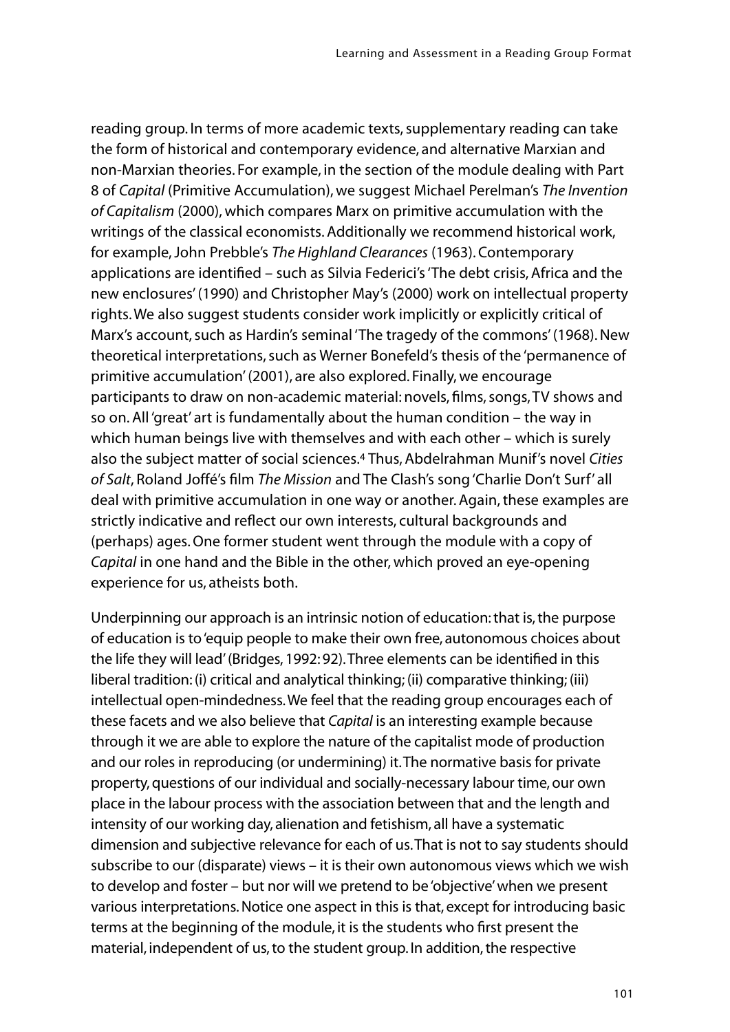reading group. In terms of more academic texts, supplementary reading can take the form of historical and contemporary evidence, and alternative Marxian and non-Marxian theories. For example, in the section of the module dealing with Part 8 of *Capital* (Primitive Accumulation), we suggest Michael Perelman's *The Invention of Capitalism* (2000), which compares Marx on primitive accumulation with the writings of the classical economists. Additionally we recommend historical work, for example, John Prebble's *The Highland Clearances* (1963). Contemporary applications are identified – such as Silvia Federici's 'The debt crisis, Africa and the new enclosures' (1990) and Christopher May's (2000) work on intellectual property rights. We also suggest students consider work implicitly or explicitly critical of Marx's account, such as Hardin's seminal 'The tragedy of the commons' (1968). New theoretical interpretations, such as Werner Bonefeld's thesis of the 'permanence of primitive accumulation' (2001), are also explored. Finally, we encourage participants to draw on non-academic material: novels, films, songs, TV shows and so on. All 'great' art is fundamentally about the human condition – the way in which human beings live with themselves and with each other – which is surely also the subject matter of social sciences.[4] Thus, Abdelrahman Munif's novel *Cities of Salt*, Roland Joffé's film *The Mission* and The Clash's song 'Charlie Don't Surf' all deal with primitive accumulation in one way or another. Again, these examples are strictly indicative and reflect our own interests, cultural backgrounds and (perhaps) ages. One former student went through the module with a copy of *Capital* in one hand and the Bible in the other, which proved an eye-opening experience for us, atheists both.

Underpinning our approach is an intrinsic notion of education: that is, the purpose of education is to 'equip people to make their own free, autonomous choices about the life they will lead' (Bridges, 1992: 92). Three elements can be identified in this liberal tradition: (i) critical and analytical thinking; (ii) comparative thinking; (iii) intellectual open-mindedness. We feel that the reading group encourages each of these facets and we also believe that *Capital* is an interesting example because through it we are able to explore the nature of the capitalist mode of production and our roles in reproducing (or undermining) it. The normative basis for private property, questions of our individual and socially-necessary labour time, our own place in the labour process with the association between that and the length and intensity of our working day, alienation and fetishism, all have a systematic dimension and subjective relevance for each of us. That is not to say students should subscribe to our (disparate) views – it is their own autonomous views which we wish to develop and foster – but nor will we pretend to be 'objective' when we present various interpretations. Notice one aspect in this is that, except for introducing basic terms at the beginning of the module, it is the students who first present the material, independent of us, to the student group. In addition, the respective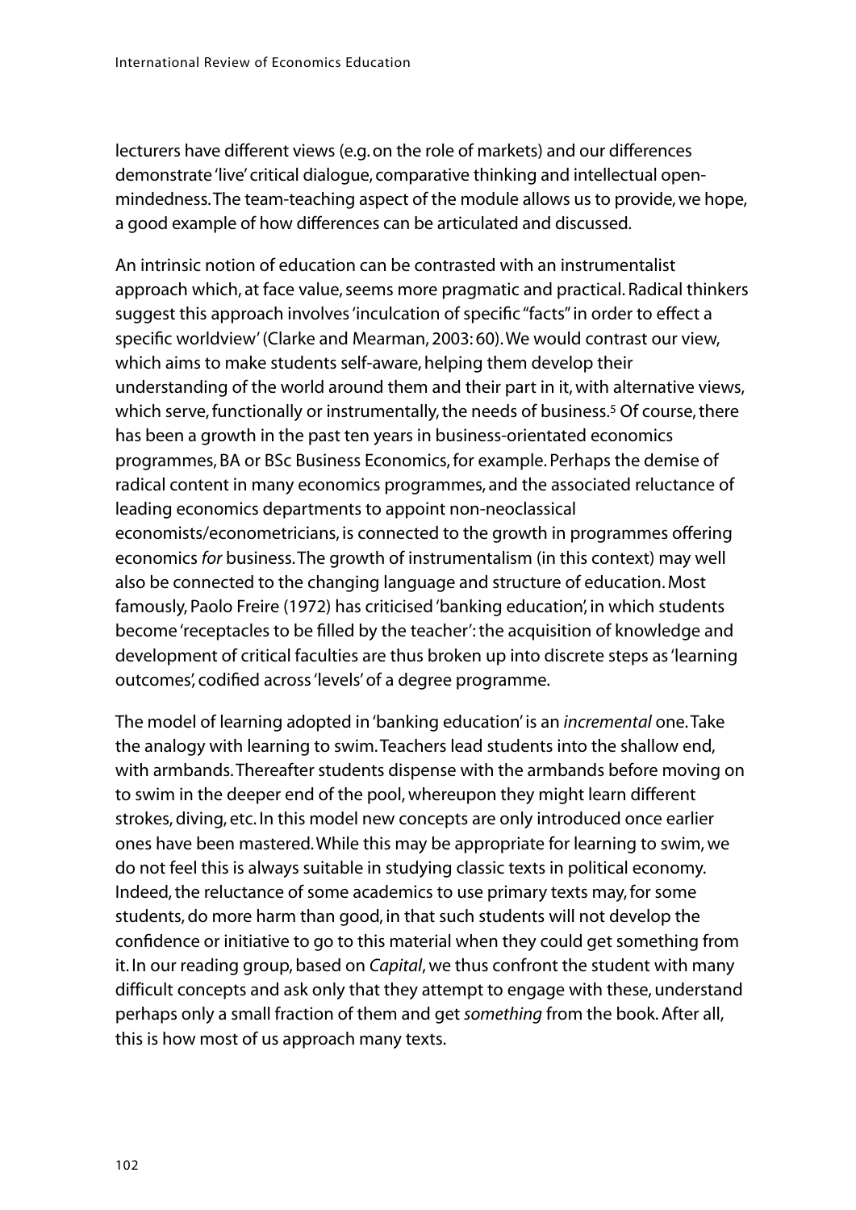lecturers have different views (e.g. on the role of markets) and our differences demonstrate 'live' critical dialogue, comparative thinking and intellectual open-mindedness. The team-teaching aspect of the module allows us to provide, we hope, a good example of how differences can be articulated and discussed.

An intrinsic notion of education can be contrasted with an instrumentalist approach which, at face value, seems more pragmatic and practical. Radical thinkers suggest this approach involves 'inculcation of specific "facts" in order to effect a specific worldview' (Clarke and Mearman, 2003: 60). We would contrast our view, which aims to make students self-aware, helping them develop their understanding of the world around them and their part in it, with alternative views, which serve, functionally or instrumentally, the needs of business.[5] Of course, there has been a growth in the past ten years in business-orientated economics programmes, BA or BSc Business Economics, for example. Perhaps the demise of radical content in many economics programmes, and the associated reluctance of leading economics departments to appoint non-neoclassical economists/econometricians, is connected to the growth in programmes offering economics *for* business. The growth of instrumentalism (in this context) may well also be connected to the changing language and structure of education. Most famously, Paolo Freire (1972) has criticised 'banking education', in which students become 'receptacles to be filled by the teacher': the acquisition of knowledge and development of critical faculties are thus broken up into discrete steps as 'learning outcomes', codified across 'levels' of a degree programme.

The model of learning adopted in 'banking education' is an *incremental* one. Take the analogy with learning to swim. Teachers lead students into the shallow end, with armbands. Thereafter students dispense with the armbands before moving on to swim in the deeper end of the pool, whereupon they might learn different strokes, diving, etc. In this model new concepts are only introduced once earlier ones have been mastered. While this may be appropriate for learning to swim, we do not feel this is always suitable in studying classic texts in political economy. Indeed, the reluctance of some academics to use primary texts may, for some students, do more harm than good, in that such students will not develop the confidence or initiative to go to this material when they could get something from it. In our reading group, based on *Capital*, we thus confront the student with many difficult concepts and ask only that they attempt to engage with these, understand perhaps only a small fraction of them and get *something* from the book. After all, this is how most of us approach many texts.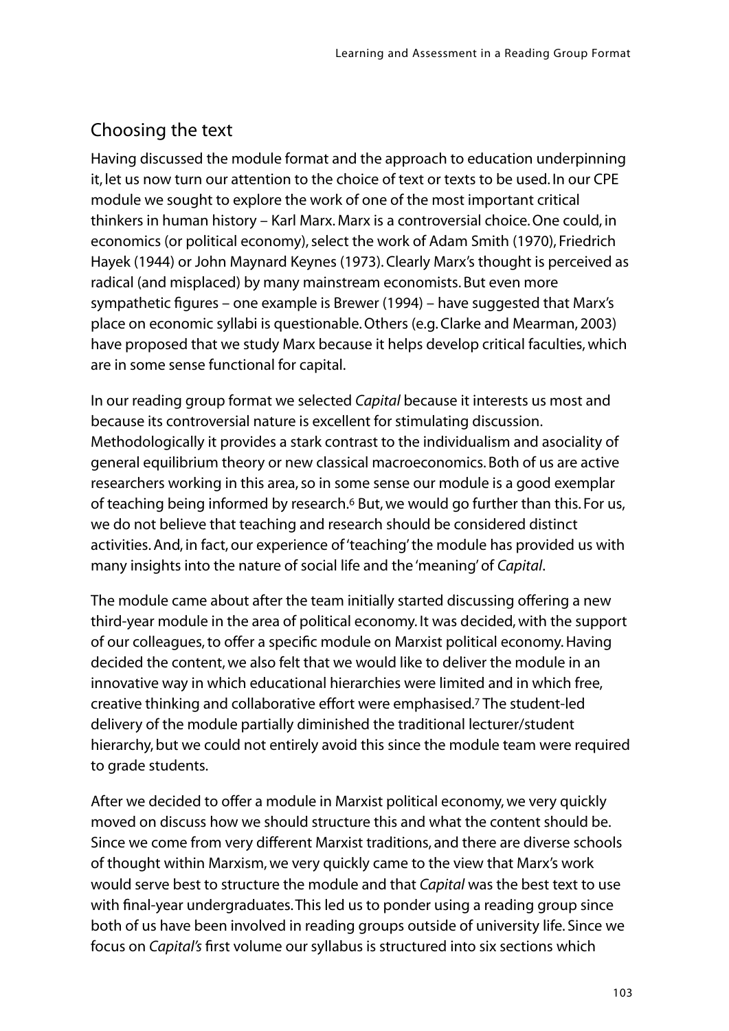## Choosing the text

Having discussed the module format and the approach to education underpinning it, let us now turn our attention to the choice of text or texts to be used. In our CPE module we sought to explore the work of one of the most important critical thinkers in human history – Karl Marx. Marx is a controversial choice. One could, in economics (or political economy), select the work of Adam Smith (1970), Friedrich Hayek (1944) or John Maynard Keynes (1973). Clearly Marx's thought is perceived as radical (and misplaced) by many mainstream economists. But even more sympathetic figures – one example is Brewer (1994) – have suggested that Marx's place on economic syllabi is questionable. Others (e.g. Clarke and Mearman, 2003) have proposed that we study Marx because it helps develop critical faculties, which are in some sense functional for capital.

In our reading group format we selected *Capital* because it interests us most and because its controversial nature is excellent for stimulating discussion. Methodologically it provides a stark contrast to the individualism and asociality of general equilibrium theory or new classical macroeconomics. Both of us are active researchers working in this area, so in some sense our module is a good exemplar of teaching being informed by research.[6] But, we would go further than this. For us, we do not believe that teaching and research should be considered distinct activities. And, in fact, our experience of 'teaching' the module has provided us with many insights into the nature of social life and the 'meaning' of *Capital*.

The module came about after the team initially started discussing offering a new third-year module in the area of political economy. It was decided, with the support of our colleagues, to offer a specific module on Marxist political economy. Having decided the content, we also felt that we would like to deliver the module in an innovative way in which educational hierarchies were limited and in which free, creative thinking and collaborative effort were emphasised.[7] The student-led delivery of the module partially diminished the traditional lecturer/student hierarchy, but we could not entirely avoid this since the module team were required to grade students.

After we decided to offer a module in Marxist political economy, we very quickly moved on discuss how we should structure this and what the content should be. Since we come from very different Marxist traditions, and there are diverse schools of thought within Marxism, we very quickly came to the view that Marx's work would serve best to structure the module and that *Capital* was the best text to use with final-year undergraduates. This led us to ponder using a reading group since both of us have been involved in reading groups outside of university life. Since we focus on *Capital's* first volume our syllabus is structured into six sections which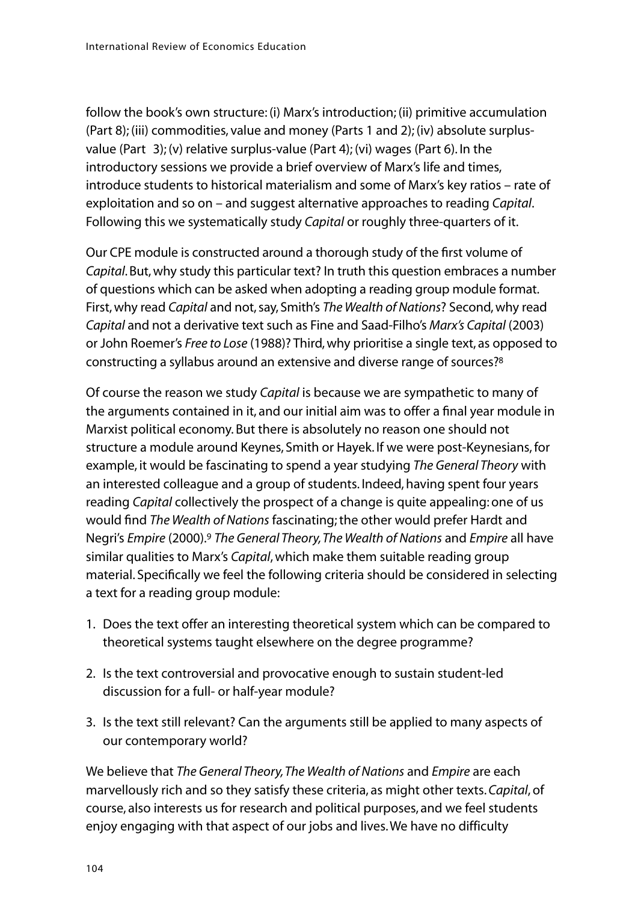follow the book's own structure: (i) Marx's introduction; (ii) primitive accumulation (Part 8); (iii) commodities, value and money (Parts 1 and 2); (iv) absolute surplus-value (Part 3); (v) relative surplus-value (Part 4); (vi) wages (Part 6). In the introductory sessions we provide a brief overview of Marx's life and times, introduce students to historical materialism and some of Marx's key ratios – rate of exploitation and so on – and suggest alternative approaches to reading *Capital*. Following this we systematically study *Capital* or roughly three-quarters of it.

Our CPE module is constructed around a thorough study of the first volume of *Capital*. But, why study this particular text? In truth this question embraces a number of questions which can be asked when adopting a reading group module format. First, why read *Capital* and not, say, Smith's *The Wealth of Nations*? Second, why read *Capital* and not a derivative text such as Fine and Saad-Filho's *Marx's Capital* (2003) or John Roemer's *Free to Lose* (1988)? Third, why prioritise a single text, as opposed to constructing a syllabus around an extensive and diverse range of sources?[8]

Of course the reason we study *Capital* is because we are sympathetic to many of the arguments contained in it, and our initial aim was to offer a final year module in Marxist political economy. But there is absolutely no reason one should not structure a module around Keynes, Smith or Hayek. If we were post-Keynesians, for example, it would be fascinating to spend a year studying *The General Theory* with an interested colleague and a group of students. Indeed, having spent four years reading *Capital* collectively the prospect of a change is quite appealing: one of us would find *The Wealth of Nations* fascinating; the other would prefer Hardt and Negri's *Empire* (2000).[9] *The General Theory, The Wealth of Nations* and *Empire* all have similar qualities to Marx's *Capital*, which make them suitable reading group material. Specifically we feel the following criteria should be considered in selecting a text for a reading group module:

1. Does the text offer an interesting theoretical system which can be compared to theoretical systems taught elsewhere on the degree programme?

2. Is the text controversial and provocative enough to sustain student-led discussion for a full- or half-year module?

3. Is the text still relevant? Can the arguments still be applied to many aspects of our contemporary world?

We believe that *The General Theory, The Wealth of Nations* and *Empire* are each marvellously rich and so they satisfy these criteria, as might other texts. *Capital*, of course, also interests us for research and political purposes, and we feel students enjoy engaging with that aspect of our jobs and lives. We have no difficulty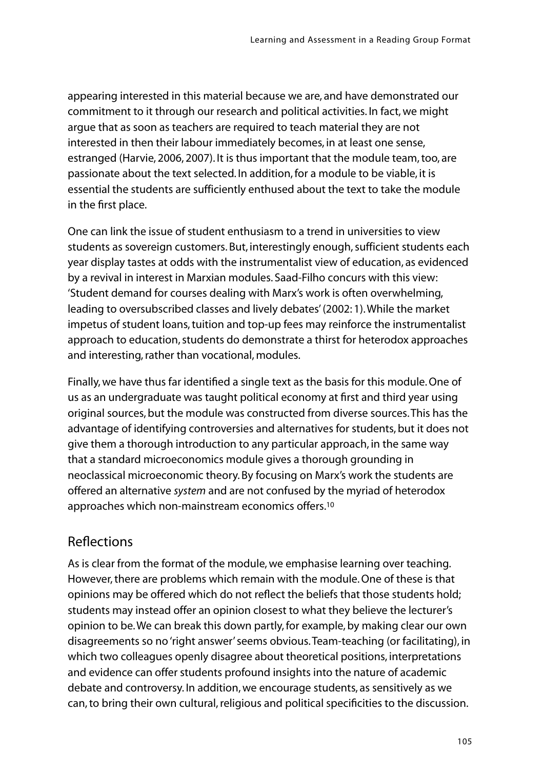appearing interested in this material because we are, and have demonstrated our commitment to it through our research and political activities. In fact, we might argue that as soon as teachers are required to teach material they are not interested in then their labour immediately becomes, in at least one sense, estranged (Harvie, 2006, 2007). It is thus important that the module team, too, are passionate about the text selected. In addition, for a module to be viable, it is essential the students are sufficiently enthused about the text to take the module in the first place.

One can link the issue of student enthusiasm to a trend in universities to view students as sovereign customers. But, interestingly enough, sufficient students each year display tastes at odds with the instrumentalist view of education, as evidenced by a revival in interest in Marxian modules. Saad-Filho concurs with this view: 'Student demand for courses dealing with Marx's work is often overwhelming, leading to oversubscribed classes and lively debates' (2002: 1). While the market impetus of student loans, tuition and top-up fees may reinforce the instrumentalist approach to education, students do demonstrate a thirst for heterodox approaches and interesting, rather than vocational, modules.

Finally, we have thus far identified a single text as the basis for this module. One of us as an undergraduate was taught political economy at first and third year using original sources, but the module was constructed from diverse sources. This has the advantage of identifying controversies and alternatives for students, but it does not give them a thorough introduction to any particular approach, in the same way that a standard microeconomics module gives a thorough grounding in neoclassical microeconomic theory. By focusing on Marx's work the students are offered an alternative *system* and are not confused by the myriad of heterodox approaches which non-mainstream economics offers.[10]

## Reflections

As is clear from the format of the module, we emphasise learning over teaching. However, there are problems which remain with the module. One of these is that opinions may be offered which do not reflect the beliefs that those students hold; students may instead offer an opinion closest to what they believe the lecturer's opinion to be. We can break this down partly, for example, by making clear our own disagreements so no 'right answer' seems obvious. Team-teaching (or facilitating), in which two colleagues openly disagree about theoretical positions, interpretations and evidence can offer students profound insights into the nature of academic debate and controversy. In addition, we encourage students, as sensitively as we can, to bring their own cultural, religious and political specificities to the discussion.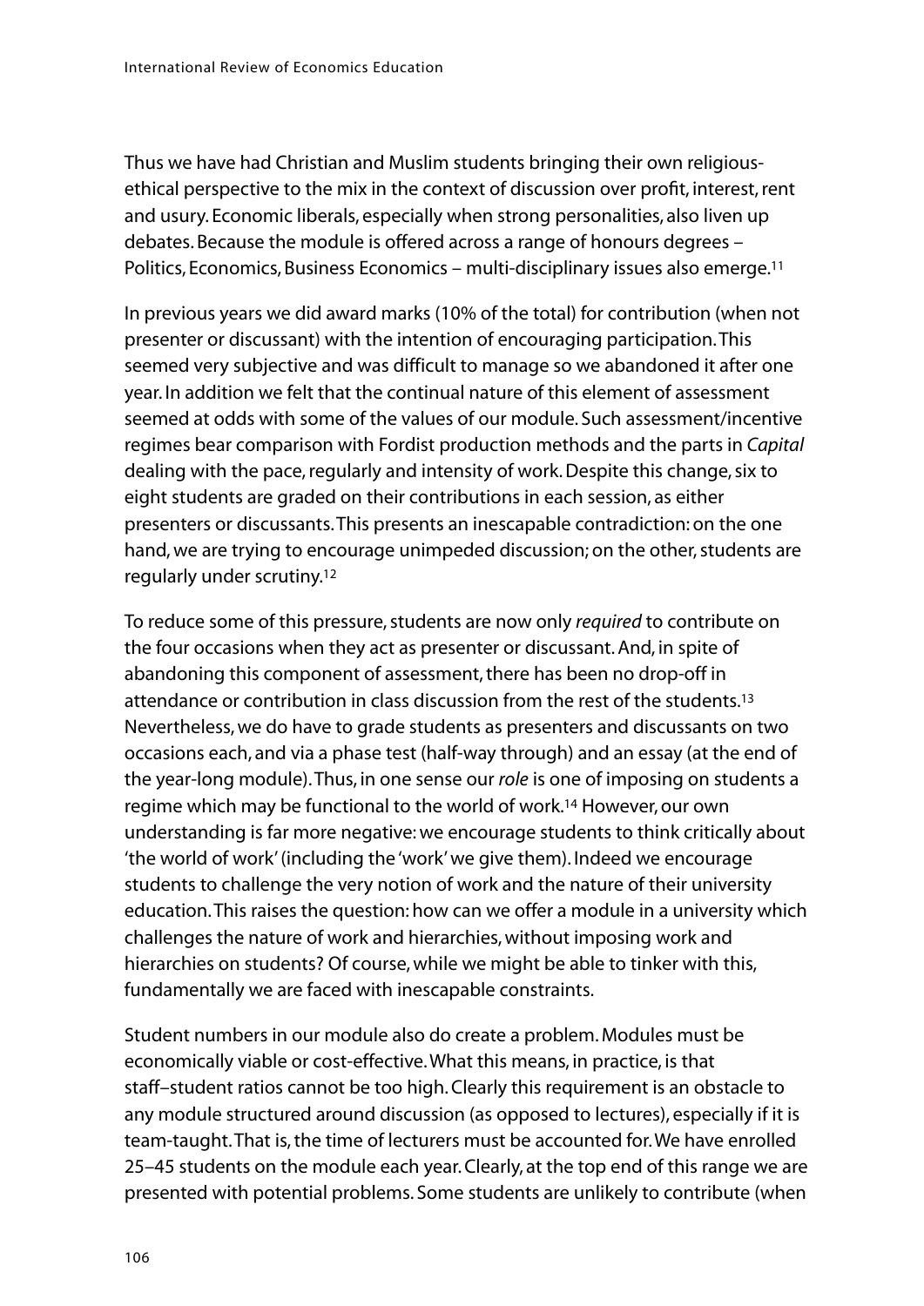Thus we have had Christian and Muslim students bringing their own religious-ethical perspective to the mix in the context of discussion over profit, interest, rent and usury. Economic liberals, especially when strong personalities, also liven up debates. Because the module is offered across a range of honours degrees – Politics, Economics, Business Economics – multi-disciplinary issues also emerge.[11]

In previous years we did award marks (10% of the total) for contribution (when not presenter or discussant) with the intention of encouraging participation. This seemed very subjective and was difficult to manage so we abandoned it after one year. In addition we felt that the continual nature of this element of assessment seemed at odds with some of the values of our module. Such assessment/incentive regimes bear comparison with Fordist production methods and the parts in *Capital* dealing with the pace, regularly and intensity of work. Despite this change, six to eight students are graded on their contributions in each session, as either presenters or discussants. This presents an inescapable contradiction: on the one hand, we are trying to encourage unimpeded discussion; on the other, students are regularly under scrutiny.[12]

To reduce some of this pressure, students are now only *required* to contribute on the four occasions when they act as presenter or discussant. And, in spite of abandoning this component of assessment, there has been no drop-off in attendance or contribution in class discussion from the rest of the students.[13] Nevertheless, we do have to grade students as presenters and discussants on two occasions each, and via a phase test (half-way through) and an essay (at the end of the year-long module). Thus, in one sense our *role* is one of imposing on students a regime which may be functional to the world of work.[14] However, our own understanding is far more negative: we encourage students to think critically about 'the world of work' (including the 'work' we give them). Indeed we encourage students to challenge the very notion of work and the nature of their university education. This raises the question: how can we offer a module in a university which challenges the nature of work and hierarchies, without imposing work and hierarchies on students? Of course, while we might be able to tinker with this, fundamentally we are faced with inescapable constraints.

Student numbers in our module also do create a problem. Modules must be economically viable or cost-effective. What this means, in practice, is that staff–student ratios cannot be too high. Clearly this requirement is an obstacle to any module structured around discussion (as opposed to lectures), especially if it is team-taught. That is, the time of lecturers must be accounted for. We have enrolled 25–45 students on the module each year. Clearly, at the top end of this range we are presented with potential problems. Some students are unlikely to contribute (when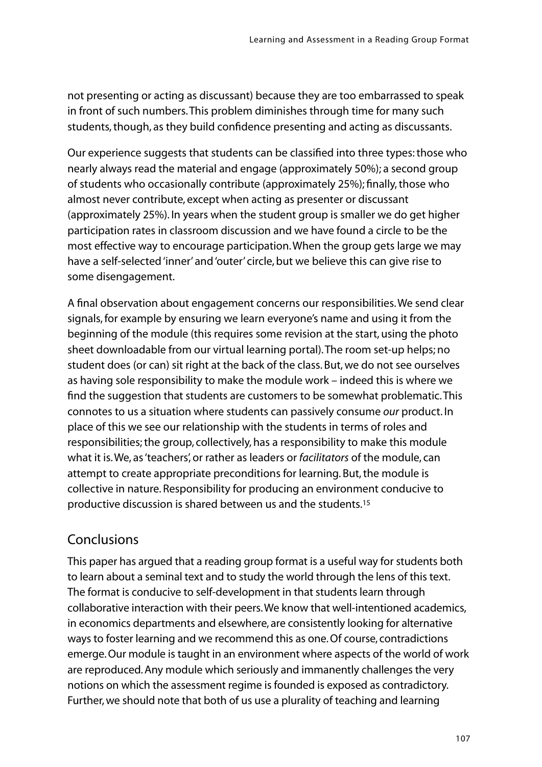not presenting or acting as discussant) because they are too embarrassed to speak in front of such numbers. This problem diminishes through time for many such students, though, as they build confidence presenting and acting as discussants.

Our experience suggests that students can be classified into three types: those who nearly always read the material and engage (approximately 50%); a second group of students who occasionally contribute (approximately 25%); finally, those who almost never contribute, except when acting as presenter or discussant (approximately 25%). In years when the student group is smaller we do get higher participation rates in classroom discussion and we have found a circle to be the most effective way to encourage participation. When the group gets large we may have a self-selected 'inner' and 'outer' circle, but we believe this can give rise to some disengagement.

A final observation about engagement concerns our responsibilities. We send clear signals, for example by ensuring we learn everyone's name and using it from the beginning of the module (this requires some revision at the start, using the photo sheet downloadable from our virtual learning portal). The room set-up helps; no student does (or can) sit right at the back of the class. But, we do not see ourselves as having sole responsibility to make the module work – indeed this is where we find the suggestion that students are customers to be somewhat problematic. This connotes to us a situation where students can passively consume *our* product. In place of this we see our relationship with the students in terms of roles and responsibilities; the group, collectively, has a responsibility to make this module what it is. We, as 'teachers', or rather as leaders or *facilitators* of the module, can attempt to create appropriate preconditions for learning. But, the module is collective in nature. Responsibility for producing an environment conducive to productive discussion is shared between us and the students.[15]

## Conclusions

This paper has argued that a reading group format is a useful way for students both to learn about a seminal text and to study the world through the lens of this text. The format is conducive to self-development in that students learn through collaborative interaction with their peers. We know that well-intentioned academics, in economics departments and elsewhere, are consistently looking for alternative ways to foster learning and we recommend this as one. Of course, contradictions emerge. Our module is taught in an environment where aspects of the world of work are reproduced. Any module which seriously and immanently challenges the very notions on which the assessment regime is founded is exposed as contradictory. Further, we should note that both of us use a plurality of teaching and learning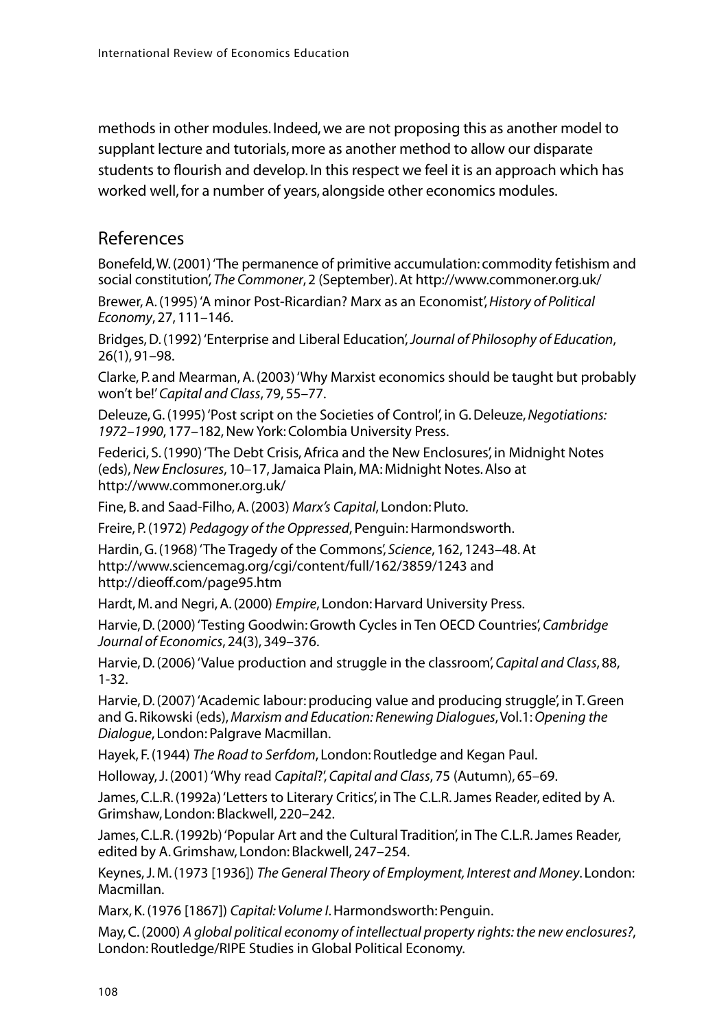methods in other modules. Indeed, we are not proposing this as another model to supplant lecture and tutorials, more as another method to allow our disparate students to flourish and develop. In this respect we feel it is an approach which has worked well, for a number of years, alongside other economics modules.

## References

Bonefeld, W. (2001) 'The permanence of primitive accumulation: commodity fetishism and social constitution', *The Commoner*, 2 (September). At http://www.commoner.org.uk/

Brewer, A. (1995) 'A minor Post-Ricardian? Marx as an Economist', *History of Political Economy*, 27, 111–146.

Bridges, D. (1992) 'Enterprise and Liberal Education', *Journal of Philosophy of Education*, 26(1), 91–98.

Clarke, P. and Mearman, A. (2003) 'Why Marxist economics should be taught but probably won't be!' *Capital and Class*, 79, 55–77.

Deleuze, G. (1995) 'Post script on the Societies of Control', in G. Deleuze, *Negotiations: 1972–1990*, 177–182, New York: Colombia University Press.

Federici, S. (1990) 'The Debt Crisis, Africa and the New Enclosures', in Midnight Notes (eds), *New Enclosures*, 10–17, Jamaica Plain, MA: Midnight Notes. Also at http://www.commoner.org.uk/

Fine, B. and Saad-Filho, A. (2003) *Marx's Capital*, London: Pluto.

Freire, P. (1972) *Pedagogy of the Oppressed*, Penguin: Harmondsworth.

Hardin, G. (1968) 'The Tragedy of the Commons', *Science*, 162, 1243–48. At http://www.sciencemag.org/cgi/content/full/162/3859/1243 and http://dieoff.com/page95.htm

Hardt, M. and Negri, A. (2000) *Empire*, London: Harvard University Press.

Harvie, D. (2000) 'Testing Goodwin: Growth Cycles in Ten OECD Countries', *Cambridge Journal of Economics*, 24(3), 349–376.

Harvie, D. (2006) 'Value production and struggle in the classroom', *Capital and Class*, 88, 1-32.

Harvie, D. (2007) 'Academic labour: producing value and producing struggle', in T. Green and G. Rikowski (eds), *Marxism and Education: Renewing Dialogues*, Vol.1: *Opening the Dialogue*, London: Palgrave Macmillan.

Hayek, F. (1944) *The Road to Serfdom*, London: Routledge and Kegan Paul.

Holloway, J. (2001) 'Why read *Capital*?', *Capital and Class*, 75 (Autumn), 65–69.

James, C.L.R. (1992a) 'Letters to Literary Critics', in The C.L.R. James Reader, edited by A. Grimshaw, London: Blackwell, 220–242.

James, C.L.R. (1992b) 'Popular Art and the Cultural Tradition', in The C.L.R. James Reader, edited by A. Grimshaw, London: Blackwell, 247–254.

Keynes, J. M. (1973 [1936]) *The General Theory of Employment, Interest and Money*. London: Macmillan.

Marx, K. (1976 [1867]) *Capital: Volume I*. Harmondsworth: Penguin.

May, C. (2000) *A global political economy of intellectual property rights: the new enclosures?*, London: Routledge/RIPE Studies in Global Political Economy.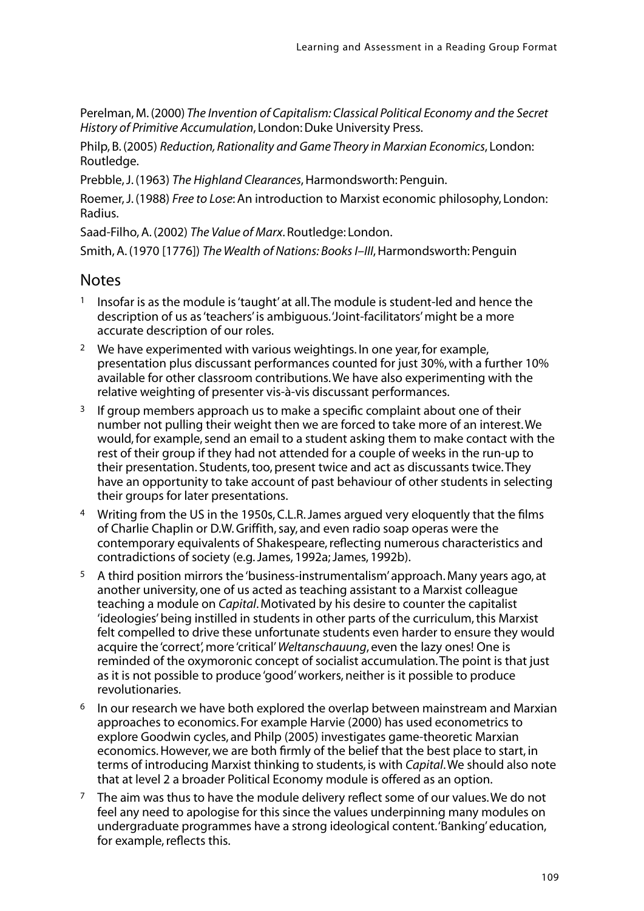Perelman, M. (2000) *The Invention of Capitalism: Classical Political Economy and the Secret History of Primitive Accumulation*, London: Duke University Press.

Philp, B. (2005) *Reduction, Rationality and Game Theory in Marxian Economics*, London: Routledge.

Prebble, J. (1963) *The Highland Clearances*, Harmondsworth: Penguin.

Roemer, J. (1988) *Free to Lose*: An introduction to Marxist economic philosophy, London: Radius.

Saad-Filho, A. (2002) *The Value of Marx*. Routledge: London.

Smith, A. (1970 [1776]) *The Wealth of Nations: Books I–III*, Harmondsworth: Penguin

## Notes

1. Insofar is as the module is 'taught' at all. The module is student-led and hence the description of us as 'teachers' is ambiguous. 'Joint-facilitators' might be a more accurate description of our roles.
2. We have experimented with various weightings. In one year, for example, presentation plus discussant performances counted for just 30%, with a further 10% available for other classroom contributions. We have also experimenting with the relative weighting of presenter vis-à-vis discussant performances.
3. If group members approach us to make a specific complaint about one of their number not pulling their weight then we are forced to take more of an interest. We would, for example, send an email to a student asking them to make contact with the rest of their group if they had not attended for a couple of weeks in the run-up to their presentation. Students, too, present twice and act as discussants twice. They have an opportunity to take account of past behaviour of other students in selecting their groups for later presentations.
4. Writing from the US in the 1950s, C.L.R. James argued very eloquently that the films of Charlie Chaplin or D.W. Griffith, say, and even radio soap operas were the contemporary equivalents of Shakespeare, reflecting numerous characteristics and contradictions of society (e.g. James, 1992a; James, 1992b).
5. A third position mirrors the 'business-instrumentalism' approach. Many years ago, at another university, one of us acted as teaching assistant to a Marxist colleague teaching a module on *Capital*. Motivated by his desire to counter the capitalist 'ideologies' being instilled in students in other parts of the curriculum, this Marxist felt compelled to drive these unfortunate students even harder to ensure they would acquire the 'correct', more 'critical' *Weltanschauung*, even the lazy ones! One is reminded of the oxymoronic concept of socialist accumulation. The point is that just as it is not possible to produce 'good' workers, neither is it possible to produce revolutionaries.
6. In our research we have both explored the overlap between mainstream and Marxian approaches to economics. For example Harvie (2000) has used econometrics to explore Goodwin cycles, and Philp (2005) investigates game-theoretic Marxian economics. However, we are both firmly of the belief that the best place to start, in terms of introducing Marxist thinking to students, is with *Capital*. We should also note that at level 2 a broader Political Economy module is offered as an option.
7. The aim was thus to have the module delivery reflect some of our values. We do not feel any need to apologise for this since the values underpinning many modules on undergraduate programmes have a strong ideological content. 'Banking' education, for example, reflects this.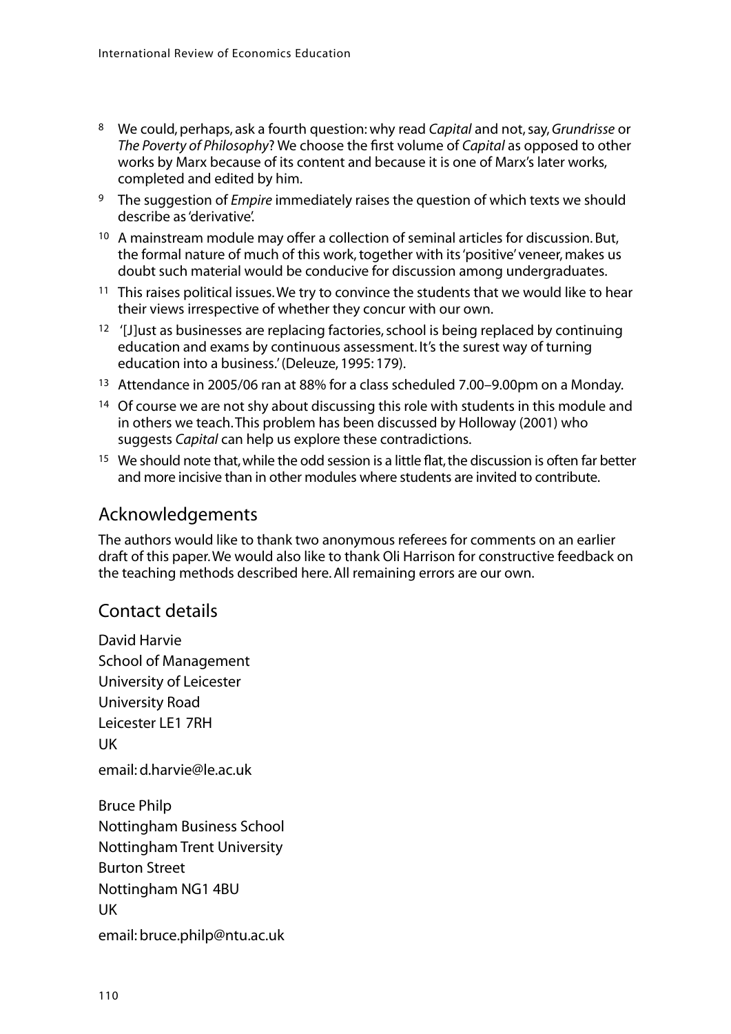8 We could, perhaps, ask a fourth question: why read *Capital* and not, say, *Grundrisse* or *The Poverty of Philosophy*? We choose the first volume of *Capital* as opposed to other works by Marx because of its content and because it is one of Marx's later works, completed and edited by him.

9 The suggestion of *Empire* immediately raises the question of which texts we should describe as 'derivative'.

10 A mainstream module may offer a collection of seminal articles for discussion. But, the formal nature of much of this work, together with its 'positive' veneer, makes us doubt such material would be conducive for discussion among undergraduates.

11 This raises political issues. We try to convince the students that we would like to hear their views irrespective of whether they concur with our own.

12 '[J]ust as businesses are replacing factories, school is being replaced by continuing education and exams by continuous assessment. It's the surest way of turning education into a business.' (Deleuze, 1995: 179).

13 Attendance in 2005/06 ran at 88% for a class scheduled 7.00–9.00pm on a Monday.

14 Of course we are not shy about discussing this role with students in this module and in others we teach. This problem has been discussed by Holloway (2001) who suggests *Capital* can help us explore these contradictions.

15 We should note that, while the odd session is a little flat, the discussion is often far better and more incisive than in other modules where students are invited to contribute.

## Acknowledgements

The authors would like to thank two anonymous referees for comments on an earlier draft of this paper. We would also like to thank Oli Harrison for constructive feedback on the teaching methods described here. All remaining errors are our own.

## Contact details

David Harvie
School of Management
University of Leicester
University Road
Leicester LE1 7RH
UK
email: d.harvie@le.ac.uk

Bruce Philp
Nottingham Business School
Nottingham Trent University
Burton Street
Nottingham NG1 4BU
UK
email: bruce.philp@ntu.ac.uk